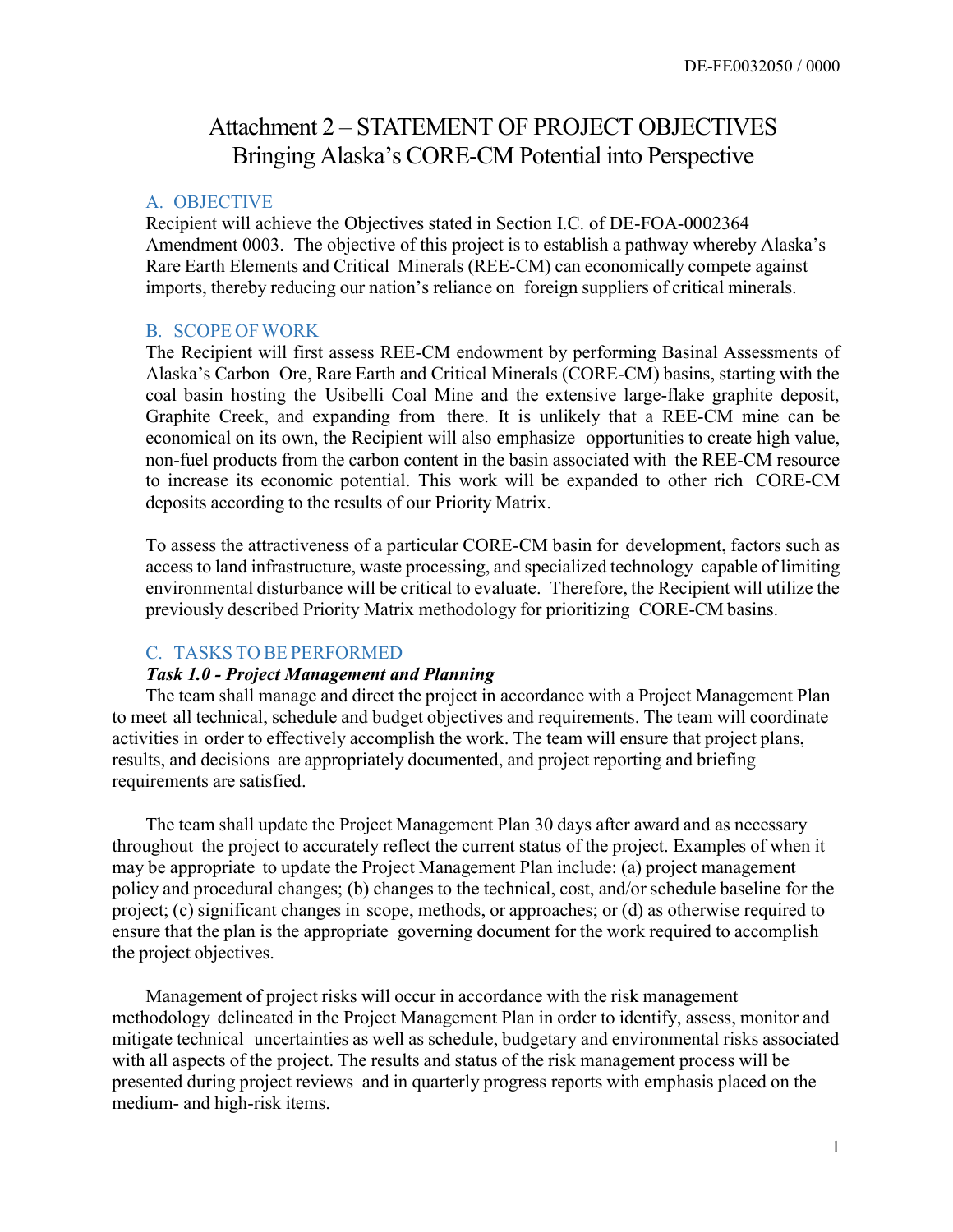# Attachment 2 – STATEMENT OF PROJECT OBJECTIVES
## Bringing Alaska's CORE-CM Potential into Perspective

### A. OBJECTIVE

Recipient will achieve the Objectives stated in Section I.C. of DE-FOA-0002364 Amendment 0003. The objective of this project is to establish a pathway whereby Alaska's Rare Earth Elements and Critical Minerals (REE-CM) can economically compete against imports, thereby reducing our nation's reliance on foreign suppliers of critical minerals.

### B. SCOPE OF WORK

The Recipient will first assess REE-CM endowment by performing Basinal Assessments of Alaska's Carbon Ore, Rare Earth and Critical Minerals (CORE-CM) basins, starting with the coal basin hosting the Usibelli Coal Mine and the extensive large-flake graphite deposit, Graphite Creek, and expanding from there. It is unlikely that a REE-CM mine can be economical on its own, the Recipient will also emphasize opportunities to create high value, non-fuel products from the carbon content in the basin associated with the REE-CM resource to increase its economic potential. This work will be expanded to other rich CORE-CM deposits according to the results of our Priority Matrix.

To assess the attractiveness of a particular CORE-CM basin for development, factors such as access to land infrastructure, waste processing, and specialized technology capable of limiting environmental disturbance will be critical to evaluate. Therefore, the Recipient will utilize the previously described Priority Matrix methodology for prioritizing CORE-CM basins.

### C. TASKS TO BE PERFORMED

***Task 1.0 - Project Management and Planning***

The team shall manage and direct the project in accordance with a Project Management Plan to meet all technical, schedule and budget objectives and requirements. The team will coordinate activities in order to effectively accomplish the work. The team will ensure that project plans, results, and decisions are appropriately documented, and project reporting and briefing requirements are satisfied.

The team shall update the Project Management Plan 30 days after award and as necessary throughout the project to accurately reflect the current status of the project. Examples of when it may be appropriate to update the Project Management Plan include: (a) project management policy and procedural changes; (b) changes to the technical, cost, and/or schedule baseline for the project; (c) significant changes in scope, methods, or approaches; or (d) as otherwise required to ensure that the plan is the appropriate governing document for the work required to accomplish the project objectives.

Management of project risks will occur in accordance with the risk management methodology delineated in the Project Management Plan in order to identify, assess, monitor and mitigate technical uncertainties as well as schedule, budgetary and environmental risks associated with all aspects of the project. The results and status of the risk management process will be presented during project reviews and in quarterly progress reports with emphasis placed on the medium- and high-risk items.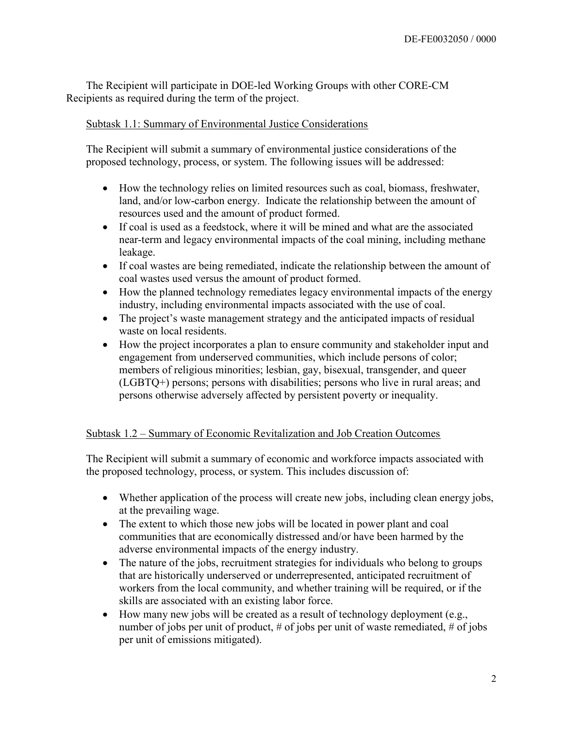The Recipient will participate in DOE-led Working Groups with other CORE-CM Recipients as required during the term of the project.

Subtask 1.1: Summary of Environmental Justice Considerations

The Recipient will submit a summary of environmental justice considerations of the proposed technology, process, or system. The following issues will be addressed:

- How the technology relies on limited resources such as coal, biomass, freshwater, land, and/or low-carbon energy. Indicate the relationship between the amount of resources used and the amount of product formed.
- If coal is used as a feedstock, where it will be mined and what are the associated near-term and legacy environmental impacts of the coal mining, including methane leakage.
- If coal wastes are being remediated, indicate the relationship between the amount of coal wastes used versus the amount of product formed.
- How the planned technology remediates legacy environmental impacts of the energy industry, including environmental impacts associated with the use of coal.
- The project's waste management strategy and the anticipated impacts of residual waste on local residents.
- How the project incorporates a plan to ensure community and stakeholder input and engagement from underserved communities, which include persons of color; members of religious minorities; lesbian, gay, bisexual, transgender, and queer (LGBTQ+) persons; persons with disabilities; persons who live in rural areas; and persons otherwise adversely affected by persistent poverty or inequality.

Subtask 1.2 – Summary of Economic Revitalization and Job Creation Outcomes

The Recipient will submit a summary of economic and workforce impacts associated with the proposed technology, process, or system. This includes discussion of:

- Whether application of the process will create new jobs, including clean energy jobs, at the prevailing wage.
- The extent to which those new jobs will be located in power plant and coal communities that are economically distressed and/or have been harmed by the adverse environmental impacts of the energy industry.
- The nature of the jobs, recruitment strategies for individuals who belong to groups that are historically underserved or underrepresented, anticipated recruitment of workers from the local community, and whether training will be required, or if the skills are associated with an existing labor force.
- How many new jobs will be created as a result of technology deployment (e.g., number of jobs per unit of product, # of jobs per unit of waste remediated, # of jobs per unit of emissions mitigated).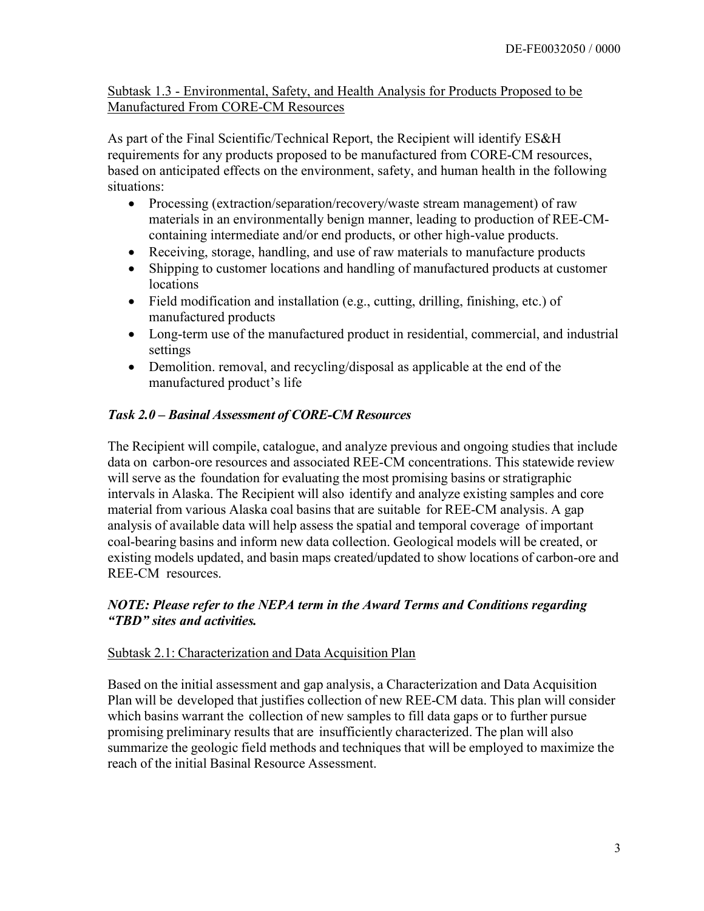Subtask 1.3 - Environmental, Safety, and Health Analysis for Products Proposed to be Manufactured From CORE-CM Resources

As part of the Final Scientific/Technical Report, the Recipient will identify ES&H requirements for any products proposed to be manufactured from CORE-CM resources, based on anticipated effects on the environment, safety, and human health in the following situations:

- Processing (extraction/separation/recovery/waste stream management) of raw materials in an environmentally benign manner, leading to production of REE-CM-containing intermediate and/or end products, or other high-value products.
- Receiving, storage, handling, and use of raw materials to manufacture products
- Shipping to customer locations and handling of manufactured products at customer locations
- Field modification and installation (e.g., cutting, drilling, finishing, etc.) of manufactured products
- Long-term use of the manufactured product in residential, commercial, and industrial settings
- Demolition. removal, and recycling/disposal as applicable at the end of the manufactured product's life

***Task 2.0 – Basinal Assessment of CORE-CM Resources***

The Recipient will compile, catalogue, and analyze previous and ongoing studies that include data on carbon-ore resources and associated REE-CM concentrations. This statewide review will serve as the foundation for evaluating the most promising basins or stratigraphic intervals in Alaska. The Recipient will also identify and analyze existing samples and core material from various Alaska coal basins that are suitable for REE-CM analysis. A gap analysis of available data will help assess the spatial and temporal coverage of important coal-bearing basins and inform new data collection. Geological models will be created, or existing models updated, and basin maps created/updated to show locations of carbon-ore and REE-CM resources.

***NOTE: Please refer to the NEPA term in the Award Terms and Conditions regarding "TBD" sites and activities.***

Subtask 2.1: Characterization and Data Acquisition Plan

Based on the initial assessment and gap analysis, a Characterization and Data Acquisition Plan will be developed that justifies collection of new REE-CM data. This plan will consider which basins warrant the collection of new samples to fill data gaps or to further pursue promising preliminary results that are insufficiently characterized. The plan will also summarize the geologic field methods and techniques that will be employed to maximize the reach of the initial Basinal Resource Assessment.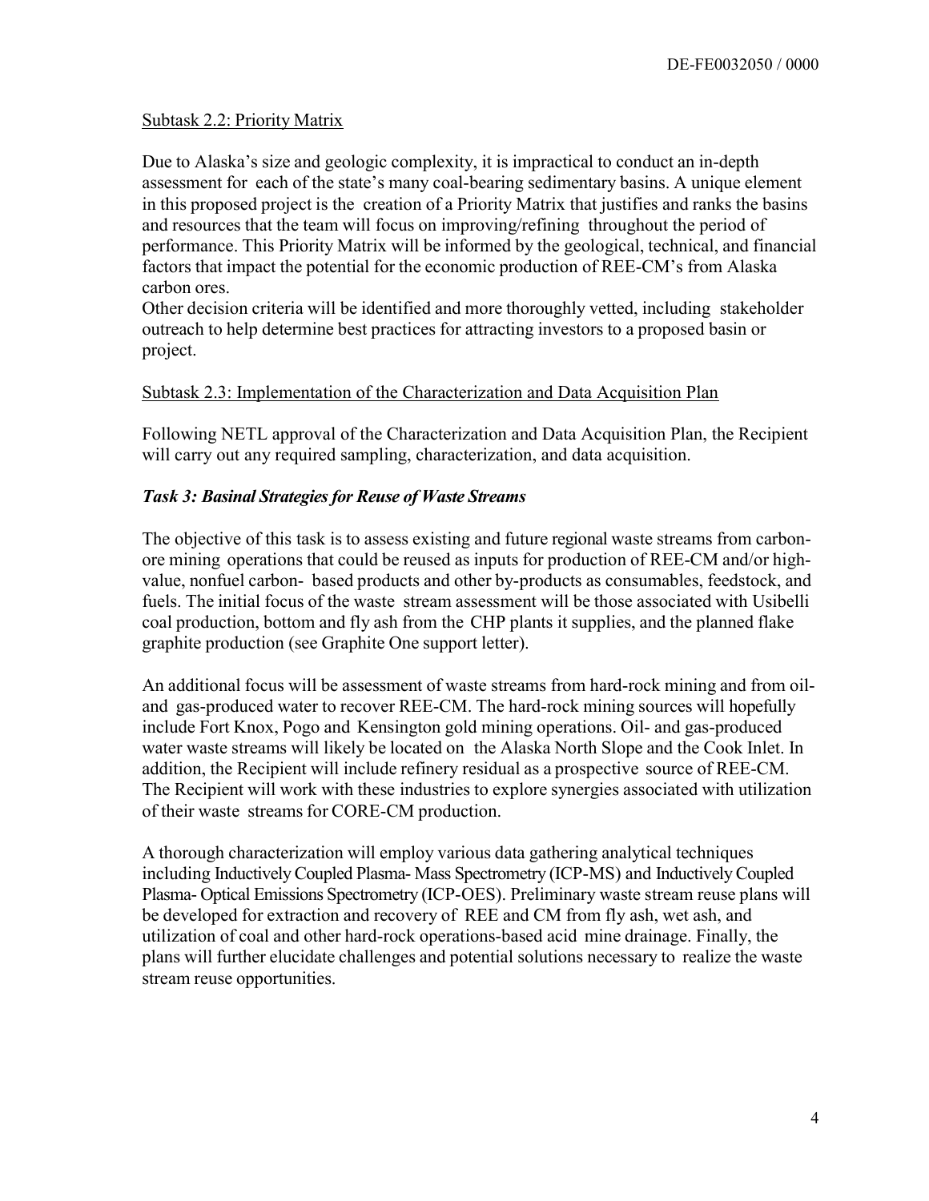Subtask 2.2: Priority Matrix

Due to Alaska's size and geologic complexity, it is impractical to conduct an in-depth assessment for each of the state's many coal-bearing sedimentary basins. A unique element in this proposed project is the creation of a Priority Matrix that justifies and ranks the basins and resources that the team will focus on improving/refining throughout the period of performance. This Priority Matrix will be informed by the geological, technical, and financial factors that impact the potential for the economic production of REE-CM's from Alaska carbon ores.
Other decision criteria will be identified and more thoroughly vetted, including stakeholder outreach to help determine best practices for attracting investors to a proposed basin or project.

Subtask 2.3: Implementation of the Characterization and Data Acquisition Plan

Following NETL approval of the Characterization and Data Acquisition Plan, the Recipient will carry out any required sampling, characterization, and data acquisition.

***Task 3: Basinal Strategies for Reuse of Waste Streams***

The objective of this task is to assess existing and future regional waste streams from carbon-ore mining operations that could be reused as inputs for production of REE-CM and/or high-value, nonfuel carbon- based products and other by-products as consumables, feedstock, and fuels. The initial focus of the waste stream assessment will be those associated with Usibelli coal production, bottom and fly ash from the CHP plants it supplies, and the planned flake graphite production (see Graphite One support letter).

An additional focus will be assessment of waste streams from hard-rock mining and from oil- and gas-produced water to recover REE-CM. The hard-rock mining sources will hopefully include Fort Knox, Pogo and Kensington gold mining operations. Oil- and gas-produced water waste streams will likely be located on the Alaska North Slope and the Cook Inlet. In addition, the Recipient will include refinery residual as a prospective source of REE-CM. The Recipient will work with these industries to explore synergies associated with utilization of their waste streams for CORE-CM production.

A thorough characterization will employ various data gathering analytical techniques including Inductively Coupled Plasma- Mass Spectrometry (ICP-MS) and Inductively Coupled Plasma- Optical Emissions Spectrometry (ICP-OES). Preliminary waste stream reuse plans will be developed for extraction and recovery of REE and CM from fly ash, wet ash, and utilization of coal and other hard-rock operations-based acid mine drainage. Finally, the plans will further elucidate challenges and potential solutions necessary to realize the waste stream reuse opportunities.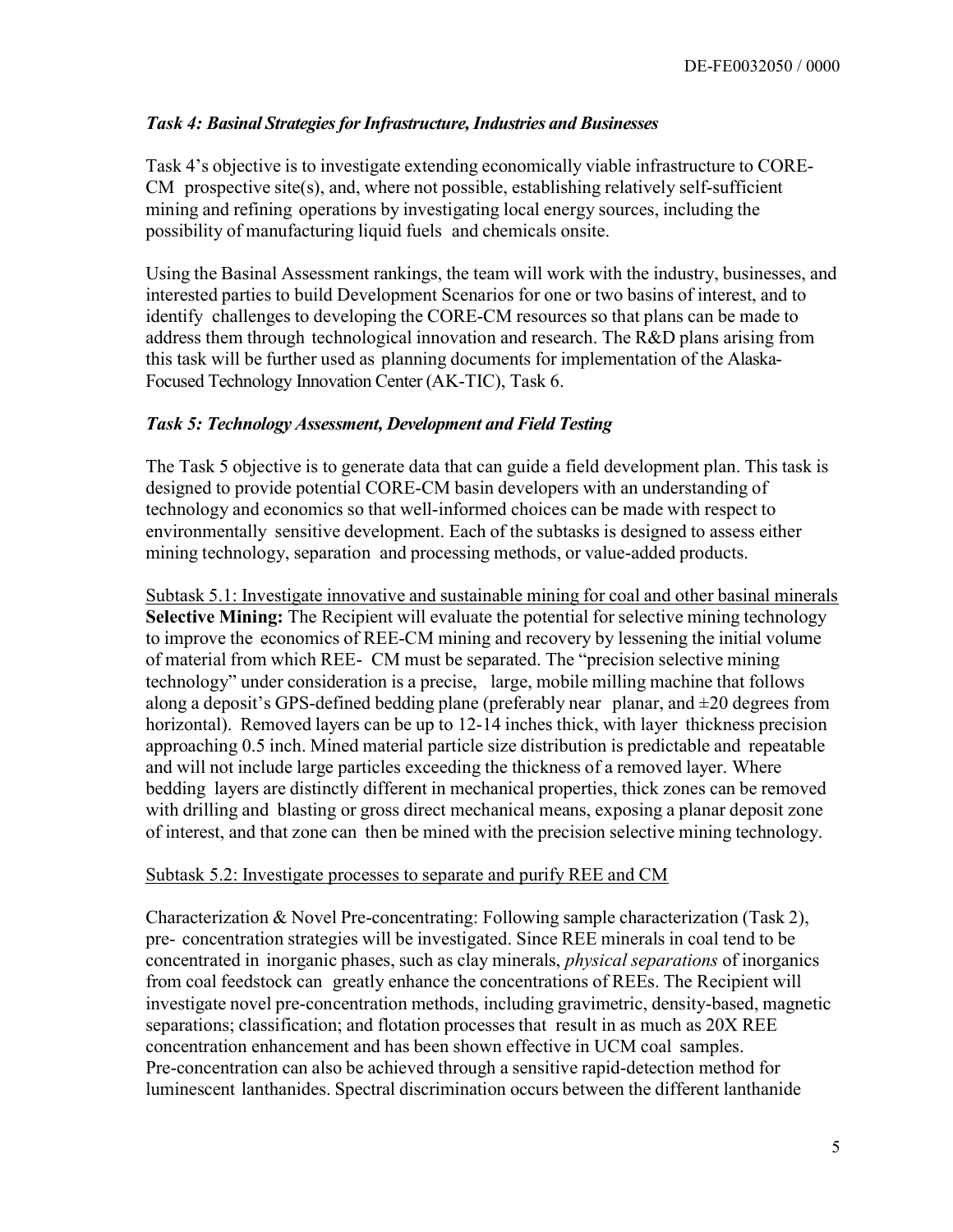### *Task 4: Basinal Strategies for Infrastructure, Industries and Businesses*

Task 4's objective is to investigate extending economically viable infrastructure to CORE-CM prospective site(s), and, where not possible, establishing relatively self-sufficient mining and refining operations by investigating local energy sources, including the possibility of manufacturing liquid fuels and chemicals onsite.

Using the Basinal Assessment rankings, the team will work with the industry, businesses, and interested parties to build Development Scenarios for one or two basins of interest, and to identify challenges to developing the CORE-CM resources so that plans can be made to address them through technological innovation and research. The R&D plans arising from this task will be further used as planning documents for implementation of the Alaska-Focused Technology Innovation Center (AK-TIC), Task 6.

### *Task 5: Technology Assessment, Development and Field Testing*

The Task 5 objective is to generate data that can guide a field development plan. This task is designed to provide potential CORE-CM basin developers with an understanding of technology and economics so that well-informed choices can be made with respect to environmentally sensitive development. Each of the subtasks is designed to assess either mining technology, separation and processing methods, or value-added products.

<u>Subtask 5.1: Investigate innovative and sustainable mining for coal and other basinal minerals</u>

**Selective Mining:** The Recipient will evaluate the potential for selective mining technology to improve the economics of REE-CM mining and recovery by lessening the initial volume of material from which REE- CM must be separated. The "precision selective mining technology" under consideration is a precise, large, mobile milling machine that follows along a deposit's GPS-defined bedding plane (preferably near planar, and ±20 degrees from horizontal). Removed layers can be up to 12-14 inches thick, with layer thickness precision approaching 0.5 inch. Mined material particle size distribution is predictable and repeatable and will not include large particles exceeding the thickness of a removed layer. Where bedding layers are distinctly different in mechanical properties, thick zones can be removed with drilling and blasting or gross direct mechanical means, exposing a planar deposit zone of interest, and that zone can then be mined with the precision selective mining technology.

<u>Subtask 5.2: Investigate processes to separate and purify REE and CM</u>

Characterization & Novel Pre-concentrating: Following sample characterization (Task 2), pre- concentration strategies will be investigated. Since REE minerals in coal tend to be concentrated in inorganic phases, such as clay minerals, *physical separations* of inorganics from coal feedstock can greatly enhance the concentrations of REEs. The Recipient will investigate novel pre-concentration methods, including gravimetric, density-based, magnetic separations; classification; and flotation processes that result in as much as 20X REE concentration enhancement and has been shown effective in UCM coal samples. Pre-concentration can also be achieved through a sensitive rapid-detection method for luminescent lanthanides. Spectral discrimination occurs between the different lanthanide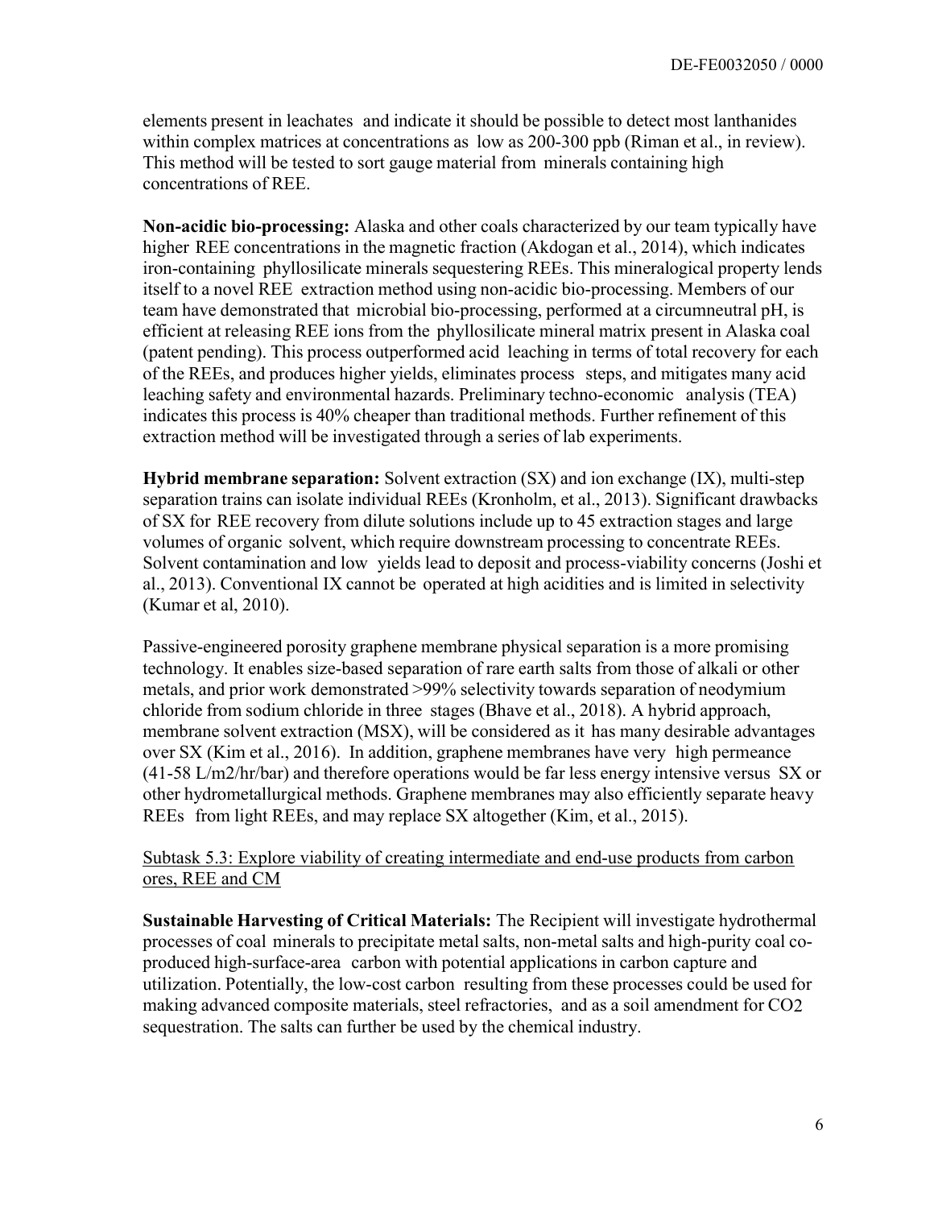elements present in leachates and indicate it should be possible to detect most lanthanides within complex matrices at concentrations as low as 200-300 ppb (Riman et al., in review). This method will be tested to sort gauge material from minerals containing high concentrations of REE.

**Non-acidic bio-processing:** Alaska and other coals characterized by our team typically have higher REE concentrations in the magnetic fraction (Akdogan et al., 2014), which indicates iron-containing phyllosilicate minerals sequestering REEs. This mineralogical property lends itself to a novel REE extraction method using non-acidic bio-processing. Members of our team have demonstrated that microbial bio-processing, performed at a circumneutral pH, is efficient at releasing REE ions from the phyllosilicate mineral matrix present in Alaska coal (patent pending). This process outperformed acid leaching in terms of total recovery for each of the REEs, and produces higher yields, eliminates process steps, and mitigates many acid leaching safety and environmental hazards. Preliminary techno-economic analysis (TEA) indicates this process is 40% cheaper than traditional methods. Further refinement of this extraction method will be investigated through a series of lab experiments.

**Hybrid membrane separation:** Solvent extraction (SX) and ion exchange (IX), multi-step separation trains can isolate individual REEs (Kronholm, et al., 2013). Significant drawbacks of SX for REE recovery from dilute solutions include up to 45 extraction stages and large volumes of organic solvent, which require downstream processing to concentrate REEs. Solvent contamination and low yields lead to deposit and process-viability concerns (Joshi et al., 2013). Conventional IX cannot be operated at high acidities and is limited in selectivity (Kumar et al, 2010).

Passive-engineered porosity graphene membrane physical separation is a more promising technology. It enables size-based separation of rare earth salts from those of alkali or other metals, and prior work demonstrated >99% selectivity towards separation of neodymium chloride from sodium chloride in three stages (Bhave et al., 2018). A hybrid approach, membrane solvent extraction (MSX), will be considered as it has many desirable advantages over SX (Kim et al., 2016). In addition, graphene membranes have very high permeance (41-58 $L/m^2/hr/bar$) and therefore operations would be far less energy intensive versus SX or other hydrometallurgical methods. Graphene membranes may also efficiently separate heavy REEs from light REEs, and may replace SX altogether (Kim, et al., 2015).

Subtask 5.3: Explore viability of creating intermediate and end-use products from carbon ores, REE and CM

**Sustainable Harvesting of Critical Materials:** The Recipient will investigate hydrothermal processes of coal minerals to precipitate metal salts, non-metal salts and high-purity coal co-produced high-surface-area carbon with potential applications in carbon capture and utilization. Potentially, the low-cost carbon resulting from these processes could be used for making advanced composite materials, steel refractories, and as a soil amendment for $CO_2$ sequestration. The salts can further be used by the chemical industry.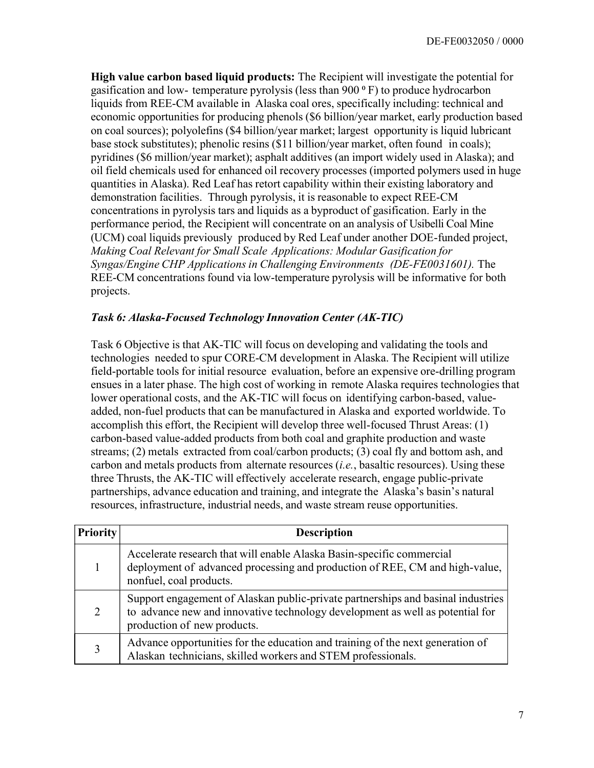**High value carbon based liquid products:** The Recipient will investigate the potential for gasification and low- temperature pyrolysis (less than 900 º F) to produce hydrocarbon liquids from REE-CM available in Alaska coal ores, specifically including: technical and economic opportunities for producing phenols ($6 billion/year market, early production based on coal sources); polyolefins ($4 billion/year market; largest opportunity is liquid lubricant base stock substitutes); phenolic resins ($11 billion/year market, often found in coals); pyridines ($6 million/year market); asphalt additives (an import widely used in Alaska); and oil field chemicals used for enhanced oil recovery processes (imported polymers used in huge quantities in Alaska). Red Leaf has retort capability within their existing laboratory and demonstration facilities. Through pyrolysis, it is reasonable to expect REE-CM concentrations in pyrolysis tars and liquids as a byproduct of gasification. Early in the performance period, the Recipient will concentrate on an analysis of Usibelli Coal Mine (UCM) coal liquids previously produced by Red Leaf under another DOE-funded project, *Making Coal Relevant for Small Scale Applications: Modular Gasification for Syngas/Engine CHP Applications in Challenging Environments (DE-FE0031601).* The REE-CM concentrations found via low-temperature pyrolysis will be informative for both projects.

***Task 6: Alaska-Focused Technology Innovation Center (AK-TIC)***

Task 6 Objective is that AK-TIC will focus on developing and validating the tools and technologies needed to spur CORE-CM development in Alaska. The Recipient will utilize field-portable tools for initial resource evaluation, before an expensive ore-drilling program ensues in a later phase. The high cost of working in remote Alaska requires technologies that lower operational costs, and the AK-TIC will focus on identifying carbon-based, value-added, non-fuel products that can be manufactured in Alaska and exported worldwide. To accomplish this effort, the Recipient will develop three well-focused Thrust Areas: (1) carbon-based value-added products from both coal and graphite production and waste streams; (2) metals extracted from coal/carbon products; (3) coal fly and bottom ash, and carbon and metals products from alternate resources (*i.e.*, basaltic resources). Using these three Thrusts, the AK-TIC will effectively accelerate research, engage public-private partnerships, advance education and training, and integrate the Alaska's basin's natural resources, infrastructure, industrial needs, and waste stream reuse opportunities.

| Priority | Description |
|---|---|
| 1 | Accelerate research that will enable Alaska Basin-specific commercial deployment of advanced processing and production of REE, CM and high-value, nonfuel, coal products. |
| 2 | Support engagement of Alaskan public-private partnerships and basinal industries to advance new and innovative technology development as well as potential for production of new products. |
| 3 | Advance opportunities for the education and training of the next generation of Alaskan technicians, skilled workers and STEM professionals. |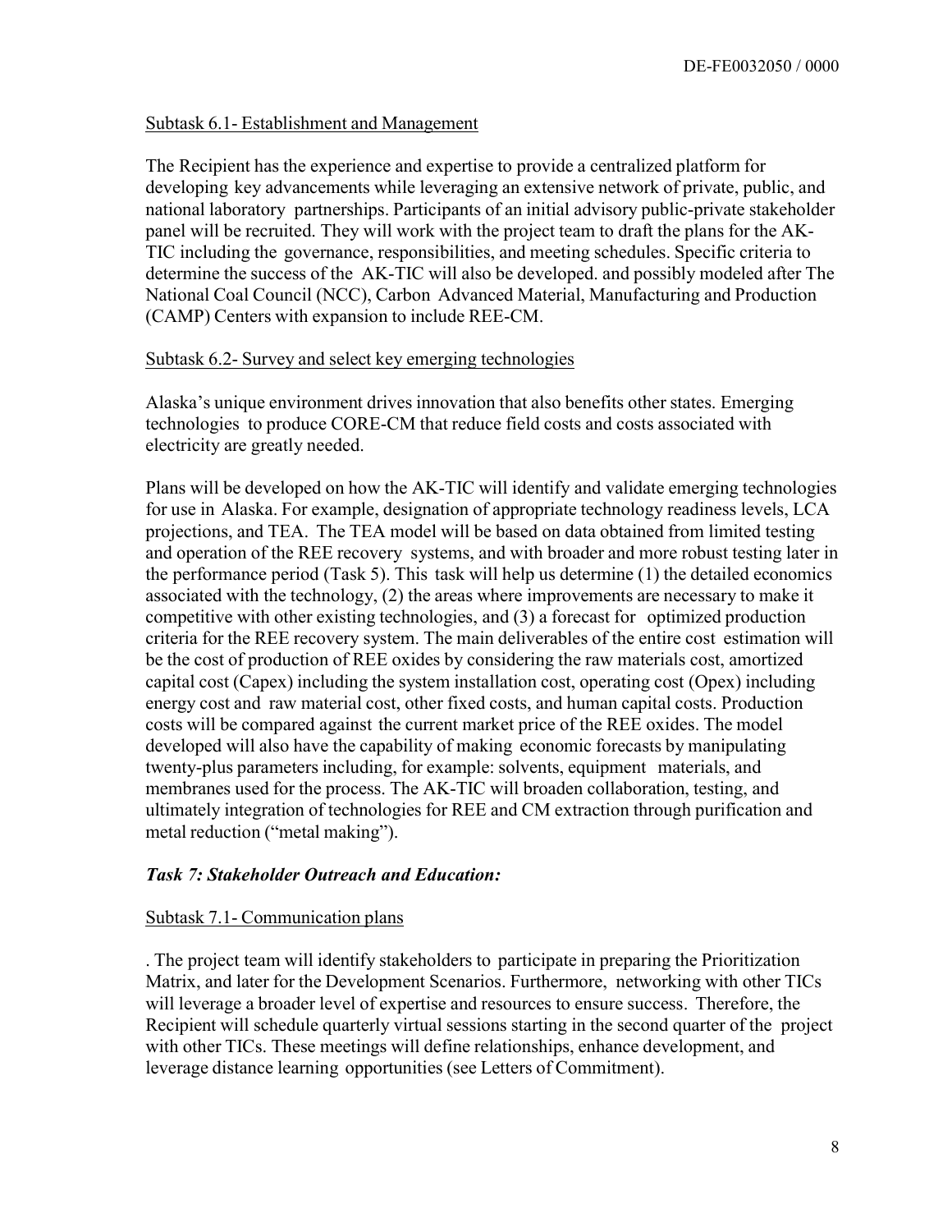Subtask 6.1- Establishment and Management

The Recipient has the experience and expertise to provide a centralized platform for developing key advancements while leveraging an extensive network of private, public, and national laboratory partnerships. Participants of an initial advisory public-private stakeholder panel will be recruited. They will work with the project team to draft the plans for the AK-TIC including the governance, responsibilities, and meeting schedules. Specific criteria to determine the success of the AK-TIC will also be developed. and possibly modeled after The National Coal Council (NCC), Carbon Advanced Material, Manufacturing and Production (CAMP) Centers with expansion to include REE-CM.

Subtask 6.2- Survey and select key emerging technologies

Alaska's unique environment drives innovation that also benefits other states. Emerging technologies to produce CORE-CM that reduce field costs and costs associated with electricity are greatly needed.

Plans will be developed on how the AK-TIC will identify and validate emerging technologies for use in Alaska. For example, designation of appropriate technology readiness levels, LCA projections, and TEA. The TEA model will be based on data obtained from limited testing and operation of the REE recovery systems, and with broader and more robust testing later in the performance period (Task 5). This task will help us determine (1) the detailed economics associated with the technology, (2) the areas where improvements are necessary to make it competitive with other existing technologies, and (3) a forecast for optimized production criteria for the REE recovery system. The main deliverables of the entire cost estimation will be the cost of production of REE oxides by considering the raw materials cost, amortized capital cost (Capex) including the system installation cost, operating cost (Opex) including energy cost and raw material cost, other fixed costs, and human capital costs. Production costs will be compared against the current market price of the REE oxides. The model developed will also have the capability of making economic forecasts by manipulating twenty-plus parameters including, for example: solvents, equipment materials, and membranes used for the process. The AK-TIC will broaden collaboration, testing, and ultimately integration of technologies for REE and CM extraction through purification and metal reduction ("metal making").

### *Task 7: Stakeholder Outreach and Education:*

Subtask 7.1- Communication plans

. The project team will identify stakeholders to participate in preparing the Prioritization Matrix, and later for the Development Scenarios. Furthermore, networking with other TICs will leverage a broader level of expertise and resources to ensure success. Therefore, the Recipient will schedule quarterly virtual sessions starting in the second quarter of the project with other TICs. These meetings will define relationships, enhance development, and leverage distance learning opportunities (see Letters of Commitment).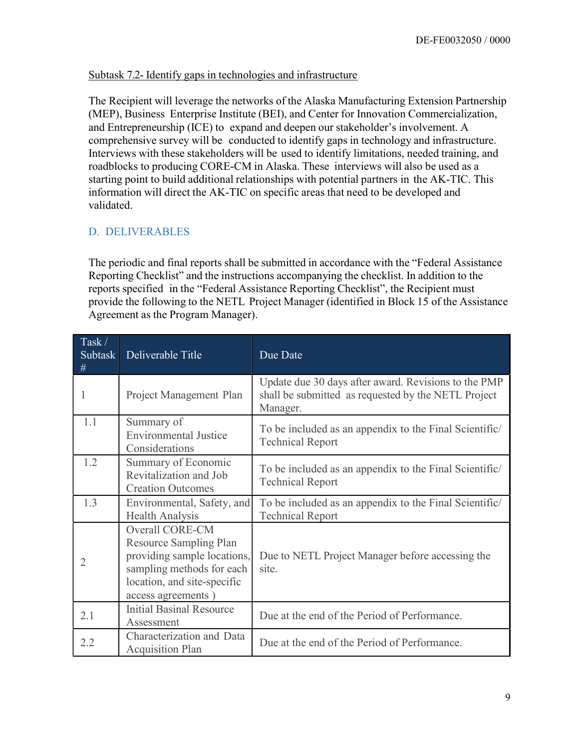Subtask 7.2- Identify gaps in technologies and infrastructure

The Recipient will leverage the networks of the Alaska Manufacturing Extension Partnership (MEP), Business Enterprise Institute (BEI), and Center for Innovation Commercialization, and Entrepreneurship (ICE) to expand and deepen our stakeholder's involvement. A comprehensive survey will be conducted to identify gaps in technology and infrastructure. Interviews with these stakeholders will be used to identify limitations, needed training, and roadblocks to producing CORE-CM in Alaska. These interviews will also be used as a starting point to build additional relationships with potential partners in the AK-TIC. This information will direct the AK-TIC on specific areas that need to be developed and validated.

## D. DELIVERABLES

The periodic and final reports shall be submitted in accordance with the "Federal Assistance Reporting Checklist" and the instructions accompanying the checklist. In addition to the reports specified in the "Federal Assistance Reporting Checklist", the Recipient must provide the following to the NETL Project Manager (identified in Block 15 of the Assistance Agreement as the Program Manager).

| Task / Subtask # | Deliverable Title | Due Date |
|---|---|---|
| 1 | Project Management Plan | Update due 30 days after award. Revisions to the PMP shall be submitted as requested by the NETL Project Manager. |
| 1.1 | Summary of Environmental Justice Considerations | To be included as an appendix to the Final Scientific/ Technical Report |
| 1.2 | Summary of Economic Revitalization and Job Creation Outcomes | To be included as an appendix to the Final Scientific/ Technical Report |
| 1.3 | Environmental, Safety, and Health Analysis | To be included as an appendix to the Final Scientific/ Technical Report |
| 2 | Overall CORE-CM Resource Sampling Plan providing sample locations, sampling methods for each location, and site-specific access agreements ) | Due to NETL Project Manager before accessing the site. |
| 2.1 | Initial Basinal Resource Assessment | Due at the end of the Period of Performance. |
| 2.2 | Characterization and Data Acquisition Plan | Due at the end of the Period of Performance. |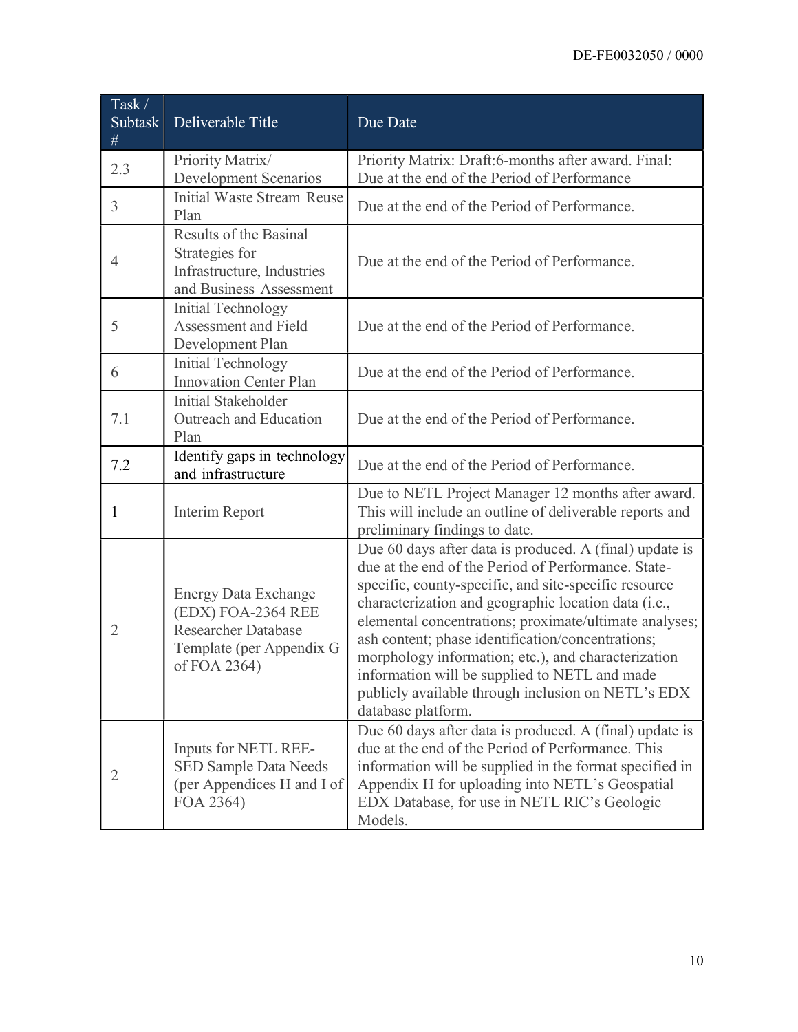| Task / Subtask # | Deliverable Title | Due Date |
|---|---|---|
| 2.3 | Priority Matrix/ Development Scenarios | Priority Matrix: Draft:6-months after award. Final: Due at the end of the Period of Performance |
| 3 | Initial Waste Stream Reuse Plan | Due at the end of the Period of Performance. |
| 4 | Results of the Basinal Strategies for Infrastructure, Industries and Business Assessment | Due at the end of the Period of Performance. |
| 5 | Initial Technology Assessment and Field Development Plan | Due at the end of the Period of Performance. |
| 6 | Initial Technology Innovation Center Plan | Due at the end of the Period of Performance. |
| 7.1 | Initial Stakeholder Outreach and Education Plan | Due at the end of the Period of Performance. |
| 7.2 | Identify gaps in technology and infrastructure | Due at the end of the Period of Performance. |
| 1 | Interim Report | Due to NETL Project Manager 12 months after award. This will include an outline of deliverable reports and preliminary findings to date. |
| 2 | Energy Data Exchange (EDX) FOA-2364 REE Researcher Database Template (per Appendix G of FOA 2364) | Due 60 days after data is produced. A (final) update is due at the end of the Period of Performance. State-specific, county-specific, and site-specific resource characterization and geographic location data (i.e., elemental concentrations; proximate/ultimate analyses; ash content; phase identification/concentrations; morphology information; etc.), and characterization information will be supplied to NETL and made publicly available through inclusion on NETL's EDX database platform. |
| 2 | Inputs for NETL REE-SED Sample Data Needs (per Appendices H and I of FOA 2364) | Due 60 days after data is produced. A (final) update is due at the end of the Period of Performance. This information will be supplied in the format specified in Appendix H for uploading into NETL's Geospatial EDX Database, for use in NETL RIC's Geologic Models. |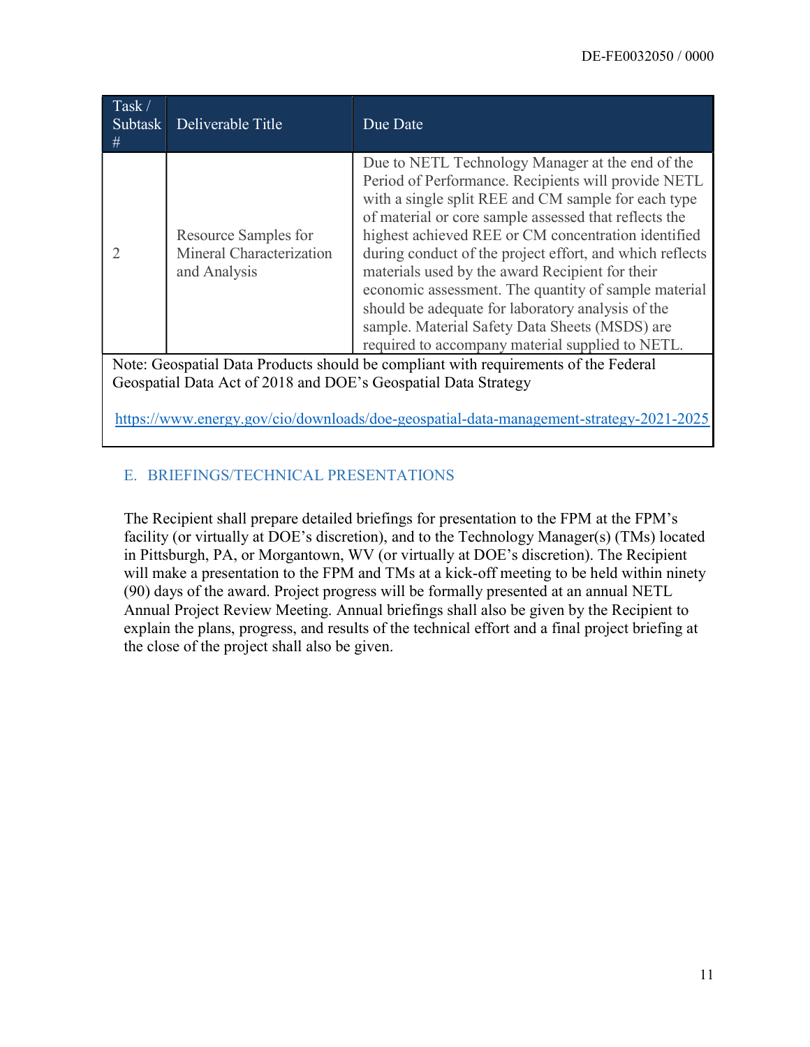| Task / Subtask # | Deliverable Title | Due Date |
|---|---|---|
| 2 | Resource Samples for Mineral Characterization and Analysis | Due to NETL Technology Manager at the end of the Period of Performance. Recipients will provide NETL with a single split REE and CM sample for each type of material or core sample assessed that reflects the highest achieved REE or CM concentration identified during conduct of the project effort, and which reflects materials used by the award Recipient for their economic assessment. The quantity of sample material should be adequate for laboratory analysis of the sample. Material Safety Data Sheets (MSDS) are required to accompany material supplied to NETL. |

Note: Geospatial Data Products should be compliant with requirements of the Federal Geospatial Data Act of 2018 and DOE's Geospatial Data Strategy

https://www.energy.gov/cio/downloads/doe-geospatial-data-management-strategy-2021-2025

## E. BRIEFINGS/TECHNICAL PRESENTATIONS

The Recipient shall prepare detailed briefings for presentation to the FPM at the FPM's facility (or virtually at DOE's discretion), and to the Technology Manager(s) (TMs) located in Pittsburgh, PA, or Morgantown, WV (or virtually at DOE's discretion). The Recipient will make a presentation to the FPM and TMs at a kick-off meeting to be held within ninety (90) days of the award. Project progress will be formally presented at an annual NETL Annual Project Review Meeting. Annual briefings shall also be given by the Recipient to explain the plans, progress, and results of the technical effort and a final project briefing at the close of the project shall also be given.